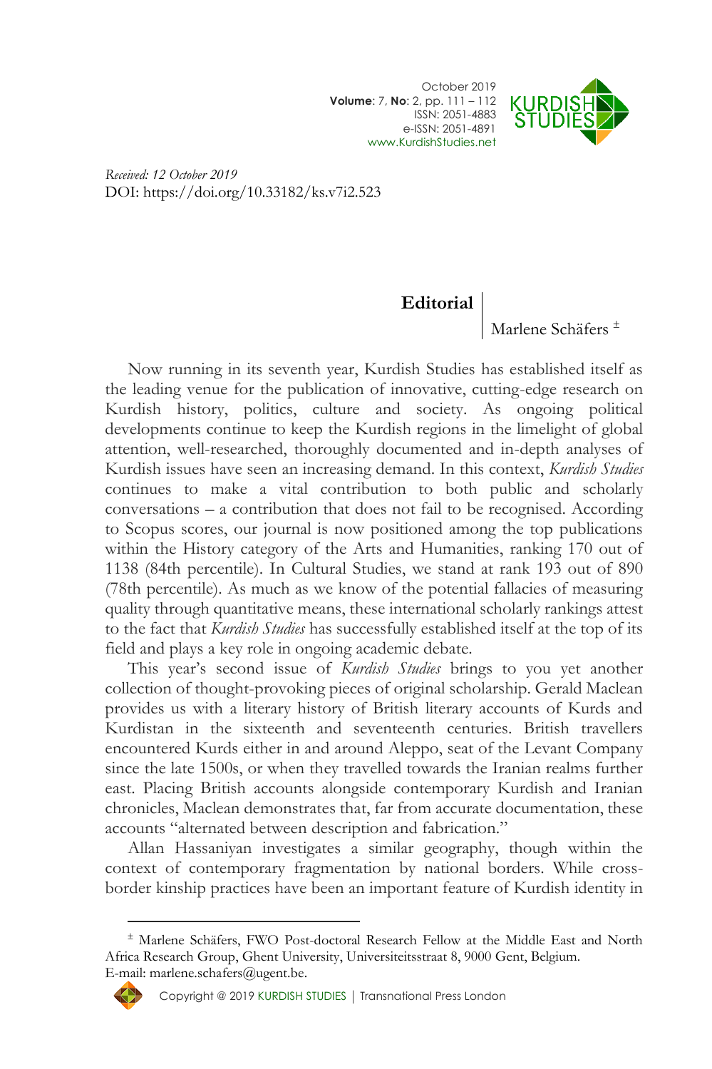*Received: 12 October 2019*
DOI: https://doi.org/10.33182/ks.v7i2.523

# Editorial

Marlene Schäfers [±]

Now running in its seventh year, Kurdish Studies has established itself as the leading venue for the publication of innovative, cutting-edge research on Kurdish history, politics, culture and society. As ongoing political developments continue to keep the Kurdish regions in the limelight of global attention, well-researched, thoroughly documented and in-depth analyses of Kurdish issues have seen an increasing demand. In this context, *Kurdish Studies* continues to make a vital contribution to both public and scholarly conversations – a contribution that does not fail to be recognised. According to Scopus scores, our journal is now positioned among the top publications within the History category of the Arts and Humanities, ranking 170 out of 1138 (84th percentile). In Cultural Studies, we stand at rank 193 out of 890 (78th percentile). As much as we know of the potential fallacies of measuring quality through quantitative means, these international scholarly rankings attest to the fact that *Kurdish Studies* has successfully established itself at the top of its field and plays a key role in ongoing academic debate.

This year's second issue of *Kurdish Studies* brings to you yet another collection of thought-provoking pieces of original scholarship. Gerald Maclean provides us with a literary history of British literary accounts of Kurds and Kurdistan in the sixteenth and seventeenth centuries. British travellers encountered Kurds either in and around Aleppo, seat of the Levant Company since the late 1500s, or when they travelled towards the Iranian realms further east. Placing British accounts alongside contemporary Kurdish and Iranian chronicles, Maclean demonstrates that, far from accurate documentation, these accounts "alternated between description and fabrication."

Allan Hassaniyan investigates a similar geography, though within the context of contemporary fragmentation by national borders. While cross-border kinship practices have been an important feature of Kurdish identity in

---

[±] Marlene Schäfers, FWO Post-doctoral Research Fellow at the Middle East and North Africa Research Group, Ghent University, Universiteitsstraat 8, 9000 Gent, Belgium. E-mail: marlene.schafers@ugent.be.

Copyright @ 2019 KURDISH STUDIES | Transnational Press London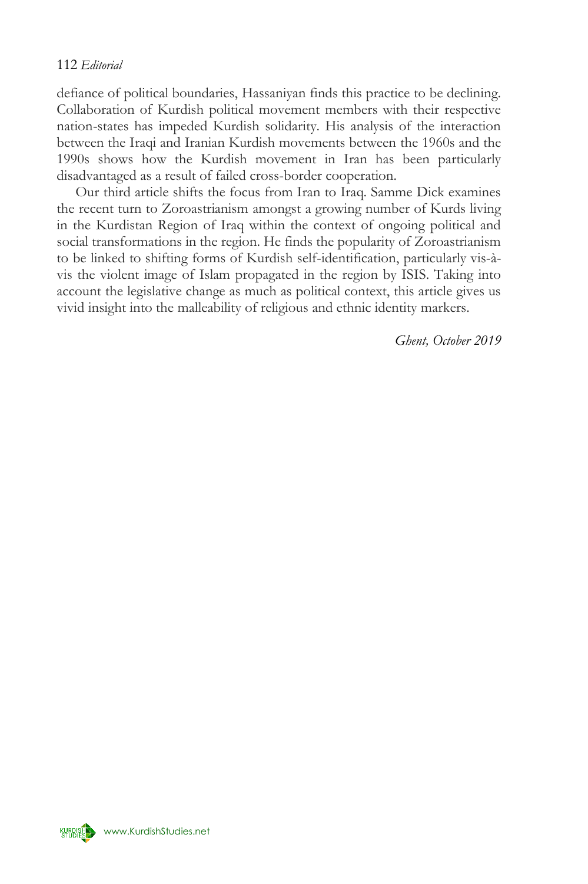defiance of political boundaries, Hassaniyan finds this practice to be declining. Collaboration of Kurdish political movement members with their respective nation-states has impeded Kurdish solidarity. His analysis of the interaction between the Iraqi and Iranian Kurdish movements between the 1960s and the 1990s shows how the Kurdish movement in Iran has been particularly disadvantaged as a result of failed cross-border cooperation.

Our third article shifts the focus from Iran to Iraq. Samme Dick examines the recent turn to Zoroastrianism amongst a growing number of Kurds living in the Kurdistan Region of Iraq within the context of ongoing political and social transformations in the region. He finds the popularity of Zoroastrianism to be linked to shifting forms of Kurdish self-identification, particularly vis-à-vis the violent image of Islam propagated in the region by ISIS. Taking into account the legislative change as much as political context, this article gives us vivid insight into the malleability of religious and ethnic identity markers.

*Ghent, October 2019*